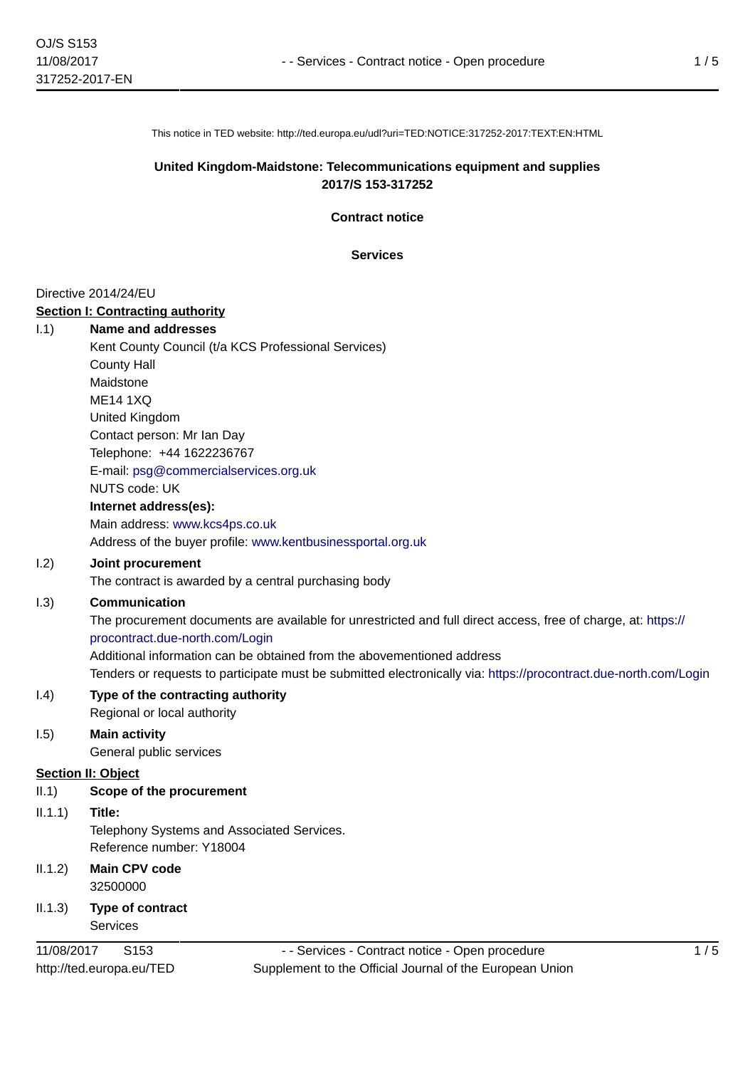This notice in TED website: http://ted.europa.eu/udl?uri=TED:NOTICE:317252-2017:TEXT:EN:HTML

**United Kingdom-Maidstone: Telecommunications equipment and supplies**
**2017/S 153-317252**

**Contract notice**

**Services**

Directive 2014/24/EU

**Section I: Contracting authority**

I.1) **Name and addresses**

Kent County Council (t/a KCS Professional Services)
County Hall
Maidstone
ME14 1XQ
United Kingdom
Contact person: Mr Ian Day
Telephone: +44 1622236767
E-mail: psg@commercialservices.org.uk
NUTS code: UK

**Internet address(es):**

Main address: www.kcs4ps.co.uk
Address of the buyer profile: www.kentbusinessportal.org.uk

I.2) **Joint procurement**

The contract is awarded by a central purchasing body

I.3) **Communication**

The procurement documents are available for unrestricted and full direct access, free of charge, at: https://procontract.due-north.com/Login
Additional information can be obtained from the abovementioned address
Tenders or requests to participate must be submitted electronically via: https://procontract.due-north.com/Login

I.4) **Type of the contracting authority**

Regional or local authority

I.5) **Main activity**

General public services

**Section II: Object**

II.1) **Scope of the procurement**

II.1.1) **Title:**

Telephony Systems and Associated Services.
Reference number: Y18004

II.1.2) **Main CPV code**

32500000

II.1.3) **Type of contract**

Services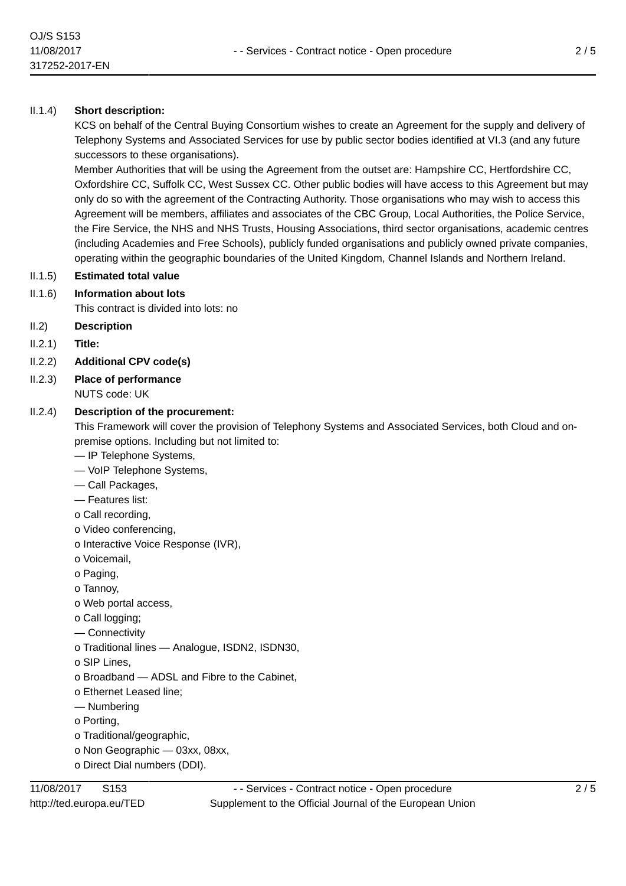II.1.4) **Short description:**

KCS on behalf of the Central Buying Consortium wishes to create an Agreement for the supply and delivery of Telephony Systems and Associated Services for use by public sector bodies identified at VI.3 (and any future successors to these organisations).

Member Authorities that will be using the Agreement from the outset are: Hampshire CC, Hertfordshire CC, Oxfordshire CC, Suffolk CC, West Sussex CC. Other public bodies will have access to this Agreement but may only do so with the agreement of the Contracting Authority. Those organisations who may wish to access this Agreement will be members, affiliates and associates of the CBC Group, Local Authorities, the Police Service, the Fire Service, the NHS and NHS Trusts, Housing Associations, third sector organisations, academic centres (including Academies and Free Schools), publicly funded organisations and publicly owned private companies, operating within the geographic boundaries of the United Kingdom, Channel Islands and Northern Ireland.

II.1.5) **Estimated total value**

II.1.6) **Information about lots**

This contract is divided into lots: no

II.2) **Description**

II.2.1) **Title:**

II.2.2) **Additional CPV code(s)**

II.2.3) **Place of performance**

NUTS code: UK

II.2.4) **Description of the procurement:**

This Framework will cover the provision of Telephony Systems and Associated Services, both Cloud and on-premise options. Including but not limited to:

— IP Telephone Systems,
— VoIP Telephone Systems,
— Call Packages,
— Features list:
o Call recording,
o Video conferencing,
o Interactive Voice Response (IVR),
o Voicemail,
o Paging,
o Tannoy,
o Web portal access,
o Call logging;
— Connectivity
o Traditional lines — Analogue, ISDN2, ISDN30,
o SIP Lines,
o Broadband — ADSL and Fibre to the Cabinet,
o Ethernet Leased line;
— Numbering
o Porting,
o Traditional/geographic,
o Non Geographic — 03xx, 08xx,
o Direct Dial numbers (DDI).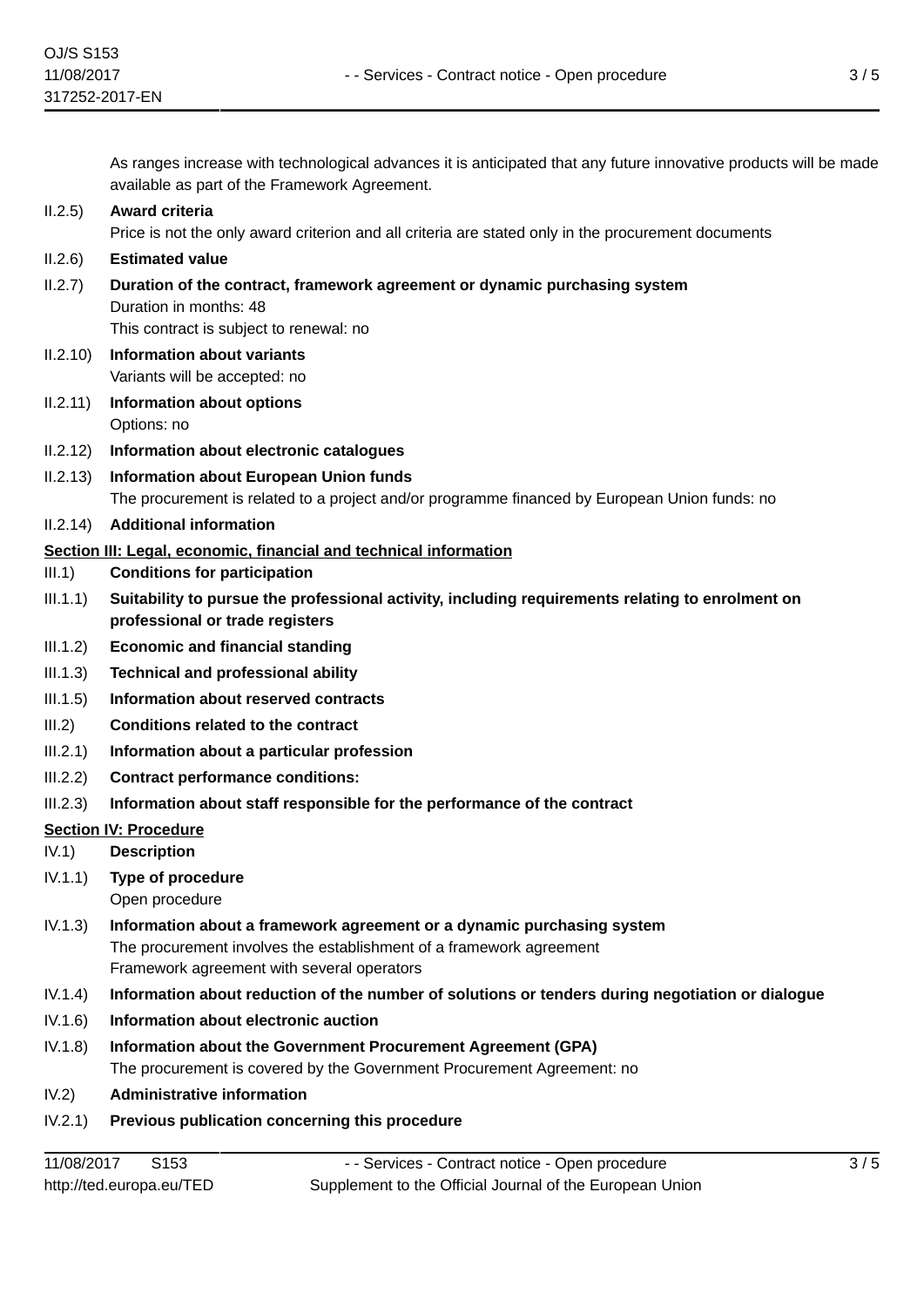As ranges increase with technological advances it is anticipated that any future innovative products will be made available as part of the Framework Agreement.

II.2.5) **Award criteria**

Price is not the only award criterion and all criteria are stated only in the procurement documents

II.2.6) **Estimated value**

II.2.7) **Duration of the contract, framework agreement or dynamic purchasing system**

Duration in months: 48

This contract is subject to renewal: no

II.2.10) **Information about variants**

Variants will be accepted: no

II.2.11) **Information about options**

Options: no

II.2.12) **Information about electronic catalogues**

II.2.13) **Information about European Union funds**

The procurement is related to a project and/or programme financed by European Union funds: no

II.2.14) **Additional information**

## Section III: Legal, economic, financial and technical information

III.1) **Conditions for participation**

III.1.1) **Suitability to pursue the professional activity, including requirements relating to enrolment on professional or trade registers**

III.1.2) **Economic and financial standing**

III.1.3) **Technical and professional ability**

III.1.5) **Information about reserved contracts**

III.2) **Conditions related to the contract**

III.2.1) **Information about a particular profession**

III.2.2) **Contract performance conditions:**

III.2.3) **Information about staff responsible for the performance of the contract**

## Section IV: Procedure

IV.1) **Description**

IV.1.1) **Type of procedure**

Open procedure

IV.1.3) **Information about a framework agreement or a dynamic purchasing system**

The procurement involves the establishment of a framework agreement

Framework agreement with several operators

IV.1.4) **Information about reduction of the number of solutions or tenders during negotiation or dialogue**

IV.1.6) **Information about electronic auction**

IV.1.8) **Information about the Government Procurement Agreement (GPA)**

The procurement is covered by the Government Procurement Agreement: no

IV.2) **Administrative information**

IV.2.1) **Previous publication concerning this procedure**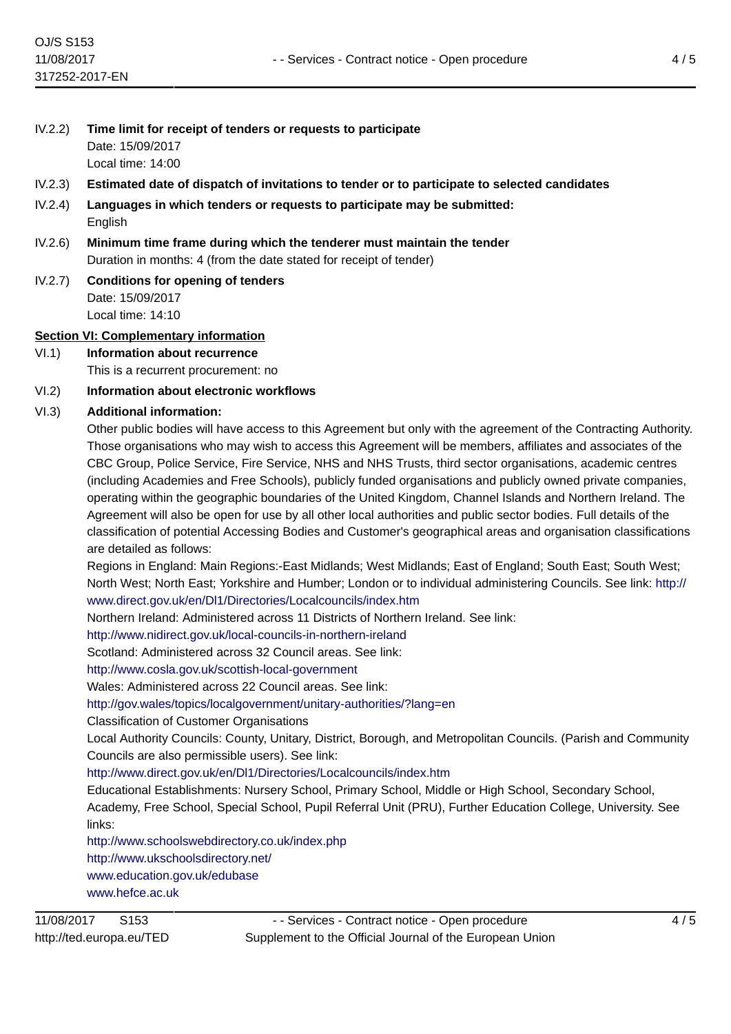IV.2.2) **Time limit for receipt of tenders or requests to participate**
Date: 15/09/2017
Local time: 14:00

IV.2.3) **Estimated date of dispatch of invitations to tender or to participate to selected candidates**

IV.2.4) **Languages in which tenders or requests to participate may be submitted:**
English

IV.2.6) **Minimum time frame during which the tenderer must maintain the tender**
Duration in months: 4 (from the date stated for receipt of tender)

IV.2.7) **Conditions for opening of tenders**
Date: 15/09/2017
Local time: 14:10

## Section VI: Complementary information

VI.1) **Information about recurrence**
This is a recurrent procurement: no

VI.2) **Information about electronic workflows**

VI.3) **Additional information:**
Other public bodies will have access to this Agreement but only with the agreement of the Contracting Authority. Those organisations who may wish to access this Agreement will be members, affiliates and associates of the CBC Group, Police Service, Fire Service, NHS and NHS Trusts, third sector organisations, academic centres (including Academies and Free Schools), publicly funded organisations and publicly owned private companies, operating within the geographic boundaries of the United Kingdom, Channel Islands and Northern Ireland. The Agreement will also be open for use by all other local authorities and public sector bodies. Full details of the classification of potential Accessing Bodies and Customer's geographical areas and organisation classifications are detailed as follows:
Regions in England: Main Regions:-East Midlands; West Midlands; East of England; South East; South West; North West; North East; Yorkshire and Humber; London or to individual administering Councils. See link: http://www.direct.gov.uk/en/Dl1/Directories/Localcouncils/index.htm
Northern Ireland: Administered across 11 Districts of Northern Ireland. See link:
http://www.nidirect.gov.uk/local-councils-in-northern-ireland
Scotland: Administered across 32 Council areas. See link:
http://www.cosla.gov.uk/scottish-local-government
Wales: Administered across 22 Council areas. See link:
http://gov.wales/topics/localgovernment/unitary-authorities/?lang=en
Classification of Customer Organisations
Local Authority Councils: County, Unitary, District, Borough, and Metropolitan Councils. (Parish and Community Councils are also permissible users). See link:
http://www.direct.gov.uk/en/Dl1/Directories/Localcouncils/index.htm
Educational Establishments: Nursery School, Primary School, Middle or High School, Secondary School, Academy, Free School, Special School, Pupil Referral Unit (PRU), Further Education College, University. See links:
http://www.schoolswebdirectory.co.uk/index.php
http://www.ukschoolsdirectory.net/
www.education.gov.uk/edubase
www.hefce.ac.uk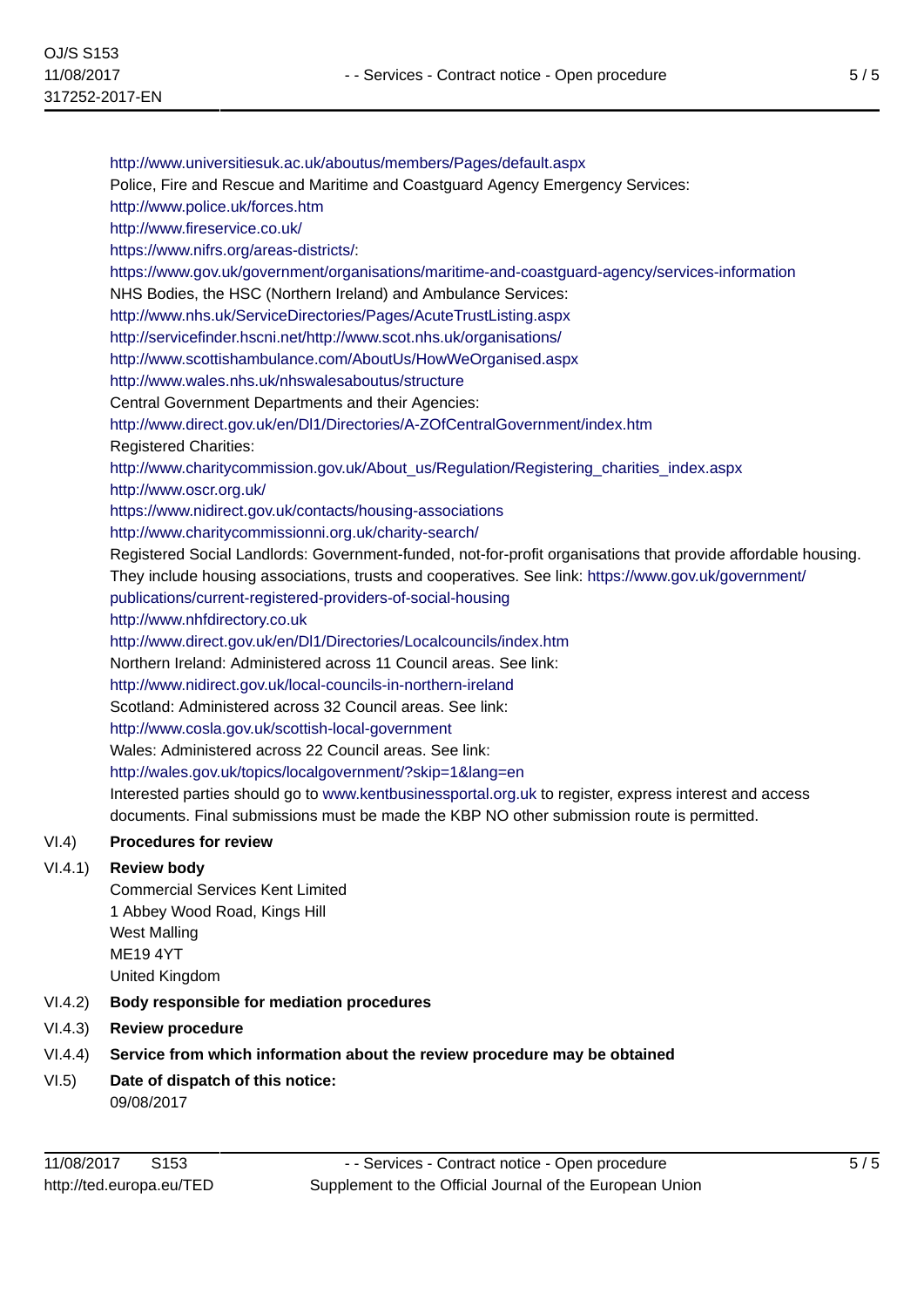http://www.universitiesuk.ac.uk/aboutus/members/Pages/default.aspx
Police, Fire and Rescue and Maritime and Coastguard Agency Emergency Services:
http://www.police.uk/forces.htm
http://www.fireservice.co.uk/
https://www.nifrs.org/areas-districts/:
https://www.gov.uk/government/organisations/maritime-and-coastguard-agency/services-information
NHS Bodies, the HSC (Northern Ireland) and Ambulance Services:
http://www.nhs.uk/ServiceDirectories/Pages/AcuteTrustListing.aspx
http://servicefinder.hscni.net/http://www.scot.nhs.uk/organisations/
http://www.scottishambulance.com/AboutUs/HowWeOrganised.aspx
http://www.wales.nhs.uk/nhswalesaboutus/structure
Central Government Departments and their Agencies:
http://www.direct.gov.uk/en/Dl1/Directories/A-ZOfCentralGovernment/index.htm
Registered Charities:
http://www.charitycommission.gov.uk/About_us/Regulation/Registering_charities_index.aspx
http://www.oscr.org.uk/
https://www.nidirect.gov.uk/contacts/housing-associations
http://www.charitycommissionni.org.uk/charity-search/
Registered Social Landlords: Government-funded, not-for-profit organisations that provide affordable housing. They include housing associations, trusts and cooperatives. See link: https://www.gov.uk/government/publications/current-registered-providers-of-social-housing
http://www.nhfdirectory.co.uk
http://www.direct.gov.uk/en/Dl1/Directories/Localcouncils/index.htm
Northern Ireland: Administered across 11 Council areas. See link:
http://www.nidirect.gov.uk/local-councils-in-northern-ireland
Scotland: Administered across 32 Council areas. See link:
http://www.cosla.gov.uk/scottish-local-government
Wales: Administered across 22 Council areas. See link:
http://wales.gov.uk/topics/localgovernment/?skip=1&lang=en
Interested parties should go to www.kentbusinessportal.org.uk to register, express interest and access documents. Final submissions must be made the KBP NO other submission route is permitted.

VI.4) **Procedures for review**

VI.4.1) **Review body**

Commercial Services Kent Limited
1 Abbey Wood Road, Kings Hill
West Malling
ME19 4YT
United Kingdom

VI.4.2) **Body responsible for mediation procedures**

VI.4.3) **Review procedure**

VI.4.4) **Service from which information about the review procedure may be obtained**

VI.5) **Date of dispatch of this notice:**

09/08/2017